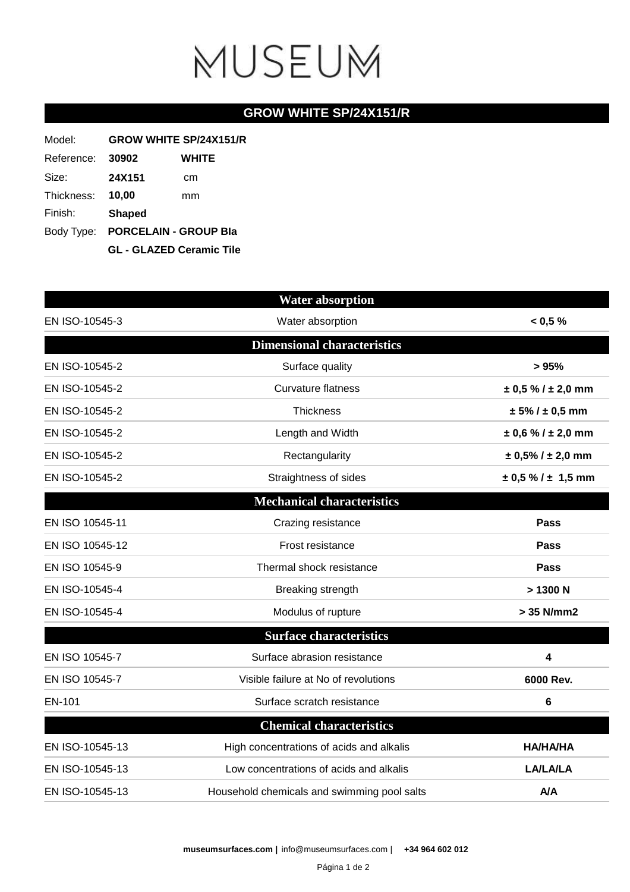# MUSEUM

## GROW WHITE SP/24X151/R

| | | |
|---|---|---|
| Model: | **GROW WHITE SP/24X151/R** | |
| Reference: | **30902** | **WHITE** |
| Size: | **24X151** | cm |
| Thickness: | **10,00** | mm |
| Finish: | **Shaped** | |
| Body Type: | **PORCELAIN - GROUP BIa** | |
| | **GL - GLAZED Ceramic Tile** | |

| | **Water absorption** | |
|---|---|---|
| EN ISO-10545-3 | Water absorption | **< 0,5 %** |
| | **Dimensional characteristics** | |
| EN ISO-10545-2 | Surface quality | **> 95%** |
| EN ISO-10545-2 | Curvature flatness | **± 0,5 % / ± 2,0 mm** |
| EN ISO-10545-2 | Thickness | **± 5% / ± 0,5 mm** |
| EN ISO-10545-2 | Length and Width | **± 0,6 % / ± 2,0 mm** |
| EN ISO-10545-2 | Rectangularity | **± 0,5% / ± 2,0 mm** |
| EN ISO-10545-2 | Straightness of sides | **± 0,5 % / ± 1,5 mm** |
| | **Mechanical characteristics** | |
| EN ISO 10545-11 | Crazing resistance | **Pass** |
| EN ISO 10545-12 | Frost resistance | **Pass** |
| EN ISO 10545-9 | Thermal shock resistance | **Pass** |
| EN ISO-10545-4 | Breaking strength | **> 1300 N** |
| EN ISO-10545-4 | Modulus of rupture | **> 35 N/mm2** |
| | **Surface characteristics** | |
| EN ISO 10545-7 | Surface abrasion resistance | **4** |
| EN ISO 10545-7 | Visible failure at No of revolutions | **6000 Rev.** |
| EN-101 | Surface scratch resistance | **6** |
| | **Chemical characteristics** | |
| EN ISO-10545-13 | High concentrations of acids and alkalis | **HA/HA/HA** |
| EN ISO-10545-13 | Low concentrations of acids and alkalis | **LA/LA/LA** |
| EN ISO-10545-13 | Household chemicals and swimming pool salts | **A/A** |

**museumsurfaces.com |** info@museumsurfaces.com | **+34 964 602 012**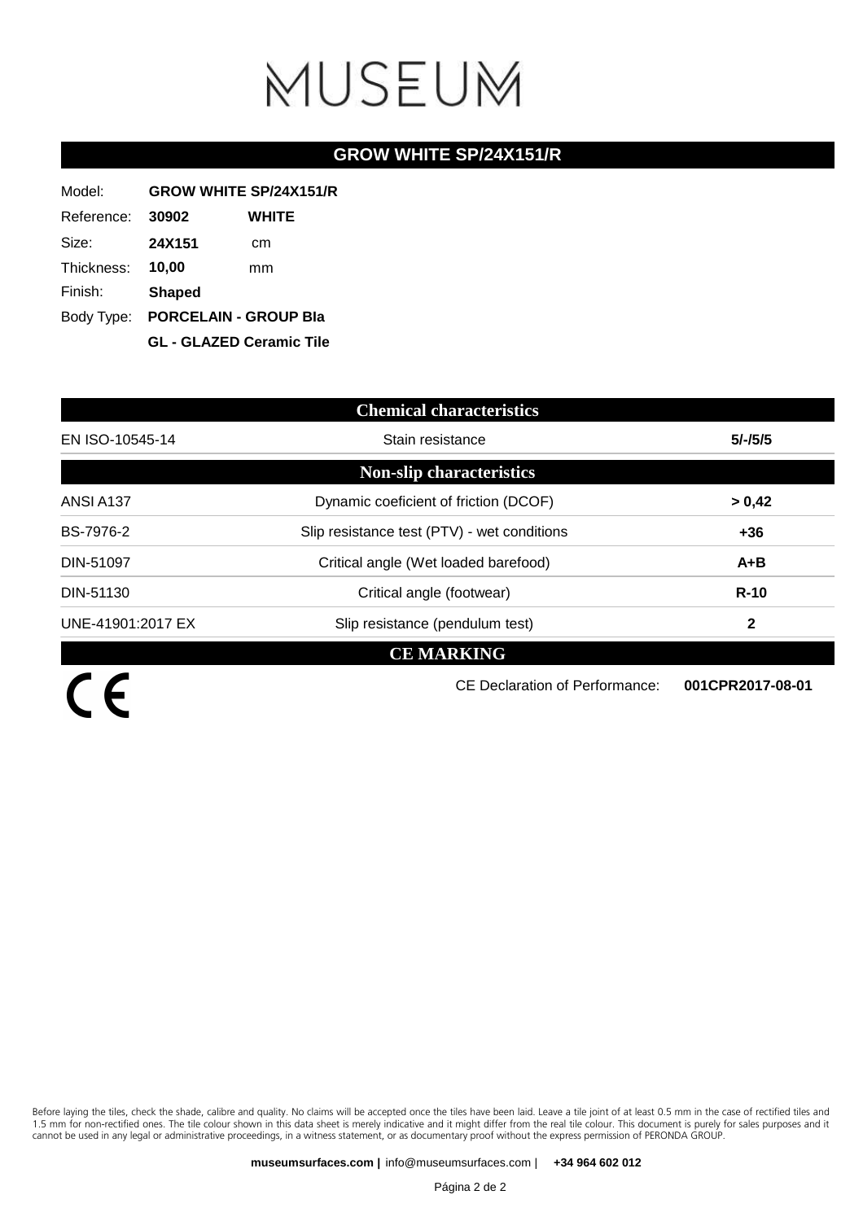# MUSEUM

## GROW WHITE SP/24X151/R

| | | |
|---|---|---|
| Model: | **GROW WHITE SP/24X151/R** | |
| Reference: | **30902** | **WHITE** |
| Size: | **24X151** | cm |
| Thickness: | **10,00** | mm |
| Finish: | **Shaped** | |
| Body Type: | **PORCELAIN - GROUP BIa** | |
| | **GL - GLAZED Ceramic Tile** | |

### Chemical characteristics

| | | |
|---|---|---|
| EN ISO-10545-14 | Stain resistance | **5/-/5/5** |

### Non-slip characteristics

| | | |
|---|---|---|
| ANSI A137 | Dynamic coeficient of friction (DCOF) | **> 0,42** |
| BS-7976-2 | Slip resistance test (PTV) - wet conditions | **+36** |
| DIN-51097 | Critical angle (Wet loaded barefood) | **A+B** |
| DIN-51130 | Critical angle (footwear) | **R-10** |
| UNE-41901:2017 EX | Slip resistance (pendulum test) | **2** |

### CE MARKING

CE

CE Declaration of Performance: **001CPR2017-08-01**

Before laying the tiles, check the shade, calibre and quality. No claims will be accepted once the tiles have been laid. Leave a tile joint of at least 0.5 mm in the case of rectified tiles and 1.5 mm for non-rectified ones. The tile colour shown in this data sheet is merely indicative and it might differ from the real tile colour. This document is purely for sales purposes and it cannot be used in any legal or administrative proceedings, in a witness statement, or as documentary proof without the express permission of PERONDA GROUP.

**museumsurfaces.com |** info@museumsurfaces.com | **+34 964 602 012**